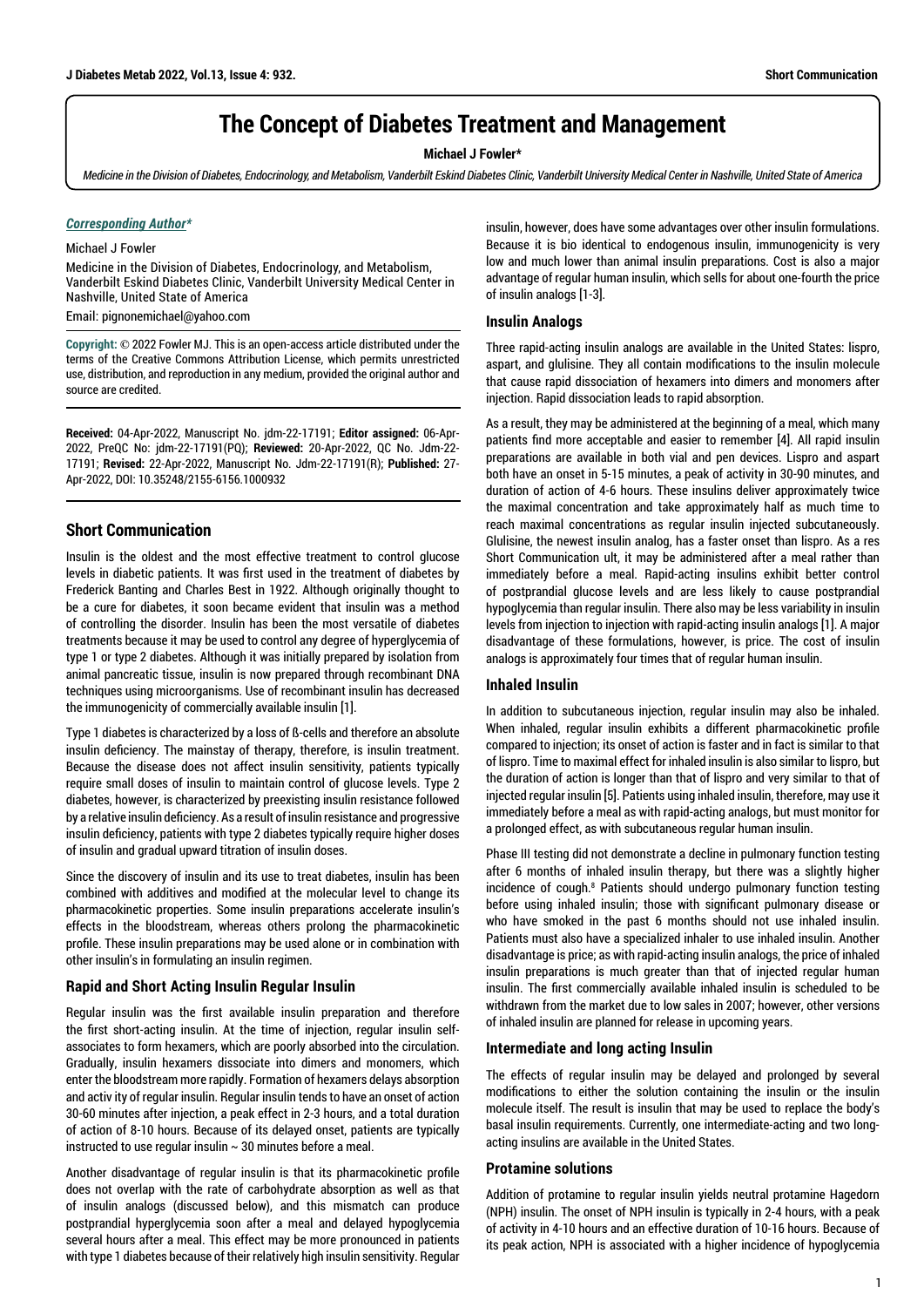# The Concept of Diabetes Treatment and Management

**Michael J Fowler***

*Medicine in the Division of Diabetes, Endocrinology, and Metabolism, Vanderbilt Eskind Diabetes Clinic, Vanderbilt University Medical Center in Nashville, United State of America*

***Corresponding Author****

Michael J Fowler

Medicine in the Division of Diabetes, Endocrinology, and Metabolism, Vanderbilt Eskind Diabetes Clinic, Vanderbilt University Medical Center in Nashville, United State of America

Email: pignonemichael@yahoo.com

**Copyright:** © 2022 Fowler MJ. This is an open-access article distributed under the terms of the Creative Commons Attribution License, which permits unrestricted use, distribution, and reproduction in any medium, provided the original author and source are credited.

**Received:** 04-Apr-2022, Manuscript No. jdm-22-17191; **Editor assigned:** 06-Apr-2022, PreQC No: jdm-22-17191(PQ); **Reviewed:** 20-Apr-2022, QC No. Jdm-22-17191; **Revised:** 22-Apr-2022, Manuscript No. Jdm-22-17191(R); **Published:** 27-Apr-2022, DOI: 10.35248/2155-6156.1000932

## Short Communication

Insulin is the oldest and the most effective treatment to control glucose levels in diabetic patients. It was first used in the treatment of diabetes by Frederick Banting and Charles Best in 1922. Although originally thought to be a cure for diabetes, it soon became evident that insulin was a method of controlling the disorder. Insulin has been the most versatile of diabetes treatments because it may be used to control any degree of hyperglycemia of type 1 or type 2 diabetes. Although it was initially prepared by isolation from animal pancreatic tissue, insulin is now prepared through recombinant DNA techniques using microorganisms. Use of recombinant insulin has decreased the immunogenicity of commercially available insulin [1].

Type 1 diabetes is characterized by a loss of ß-cells and therefore an absolute insulin deficiency. The mainstay of therapy, therefore, is insulin treatment. Because the disease does not affect insulin sensitivity, patients typically require small doses of insulin to maintain control of glucose levels. Type 2 diabetes, however, is characterized by preexisting insulin resistance followed by a relative insulin deficiency. As a result of insulin resistance and progressive insulin deficiency, patients with type 2 diabetes typically require higher doses of insulin and gradual upward titration of insulin doses.

Since the discovery of insulin and its use to treat diabetes, insulin has been combined with additives and modified at the molecular level to change its pharmacokinetic properties. Some insulin preparations accelerate insulin's effects in the bloodstream, whereas others prolong the pharmacokinetic profile. These insulin preparations may be used alone or in combination with other insulin's in formulating an insulin regimen.

### Rapid and Short Acting Insulin Regular Insulin

Regular insulin was the first available insulin preparation and therefore the first short-acting insulin. At the time of injection, regular insulin self-associates to form hexamers, which are poorly absorbed into the circulation. Gradually, insulin hexamers dissociate into dimers and monomers, which enter the bloodstream more rapidly. Formation of hexamers delays absorption and activ ity of regular insulin. Regular insulin tends to have an onset of action 30-60 minutes after injection, a peak effect in 2-3 hours, and a total duration of action of 8-10 hours. Because of its delayed onset, patients are typically instructed to use regular insulin ~ 30 minutes before a meal.

Another disadvantage of regular insulin is that its pharmacokinetic profile does not overlap with the rate of carbohydrate absorption as well as that of insulin analogs (discussed below), and this mismatch can produce postprandial hyperglycemia soon after a meal and delayed hypoglycemia several hours after a meal. This effect may be more pronounced in patients with type 1 diabetes because of their relatively high insulin sensitivity. Regular insulin, however, does have some advantages over other insulin formulations. Because it is bio identical to endogenous insulin, immunogenicity is very low and much lower than animal insulin preparations. Cost is also a major advantage of regular human insulin, which sells for about one-fourth the price of insulin analogs [1-3].

### Insulin Analogs

Three rapid-acting insulin analogs are available in the United States: lispro, aspart, and glulisine. They all contain modifications to the insulin molecule that cause rapid dissociation of hexamers into dimers and monomers after injection. Rapid dissociation leads to rapid absorption.

As a result, they may be administered at the beginning of a meal, which many patients find more acceptable and easier to remember [4]. All rapid insulin preparations are available in both vial and pen devices. Lispro and aspart both have an onset in 5-15 minutes, a peak of activity in 30-90 minutes, and duration of action of 4-6 hours. These insulins deliver approximately twice the maximal concentration and take approximately half as much time to reach maximal concentrations as regular insulin injected subcutaneously. Glulisine, the newest insulin analog, has a faster onset than lispro. As a res Short Communication ult, it may be administered after a meal rather than immediately before a meal. Rapid-acting insulins exhibit better control of postprandial glucose levels and are less likely to cause postprandial hypoglycemia than regular insulin. There also may be less variability in insulin levels from injection to injection with rapid-acting insulin analogs [1]. A major disadvantage of these formulations, however, is price. The cost of insulin analogs is approximately four times that of regular human insulin.

### Inhaled Insulin

In addition to subcutaneous injection, regular insulin may also be inhaled. When inhaled, regular insulin exhibits a different pharmacokinetic profile compared to injection; its onset of action is faster and in fact is similar to that of lispro. Time to maximal effect for inhaled insulin is also similar to lispro, but the duration of action is longer than that of lispro and very similar to that of injected regular insulin [5]. Patients using inhaled insulin, therefore, may use it immediately before a meal as with rapid-acting analogs, but must monitor for a prolonged effect, as with subcutaneous regular human insulin.

Phase III testing did not demonstrate a decline in pulmonary function testing after 6 months of inhaled insulin therapy, but there was a slightly higher incidence of cough.[8] Patients should undergo pulmonary function testing before using inhaled insulin; those with significant pulmonary disease or who have smoked in the past 6 months should not use inhaled insulin. Patients must also have a specialized inhaler to use inhaled insulin. Another disadvantage is price; as with rapid-acting insulin analogs, the price of inhaled insulin preparations is much greater than that of injected regular human insulin. The first commercially available inhaled insulin is scheduled to be withdrawn from the market due to low sales in 2007; however, other versions of inhaled insulin are planned for release in upcoming years.

### Intermediate and long acting Insulin

The effects of regular insulin may be delayed and prolonged by several modifications to either the solution containing the insulin or the insulin molecule itself. The result is insulin that may be used to replace the body's basal insulin requirements. Currently, one intermediate-acting and two long-acting insulins are available in the United States.

### Protamine solutions

Addition of protamine to regular insulin yields neutral protamine Hagedorn (NPH) insulin. The onset of NPH insulin is typically in 2-4 hours, with a peak of activity in 4-10 hours and an effective duration of 10-16 hours. Because of its peak action, NPH is associated with a higher incidence of hypoglycemia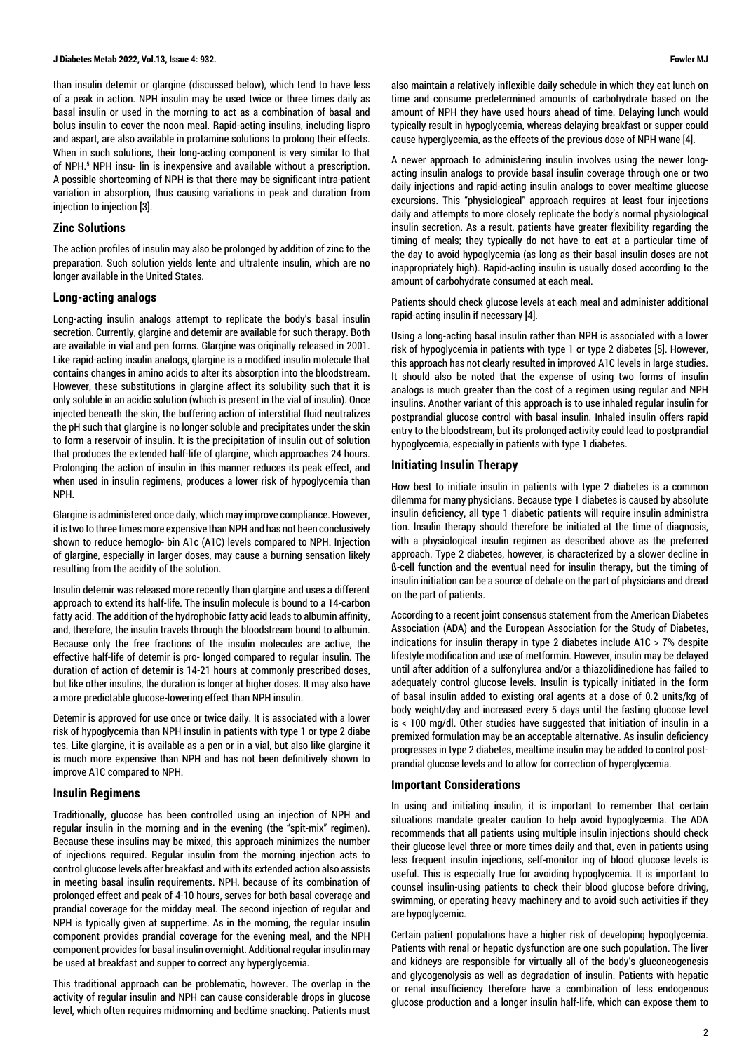than insulin detemir or glargine (discussed below), which tend to have less of a peak in action. NPH insulin may be used twice or three times daily as basal insulin or used in the morning to act as a combination of basal and bolus insulin to cover the noon meal. Rapid-acting insulins, including lispro and aspart, are also available in protamine solutions to prolong their effects. When in such solutions, their long-acting component is very similar to that of NPH.[5] NPH insu- lin is inexpensive and available without a prescription. A possible shortcoming of NPH is that there may be significant intra-patient variation in absorption, thus causing variations in peak and duration from injection to injection [3].

## Zinc Solutions

The action profiles of insulin may also be prolonged by addition of zinc to the preparation. Such solution yields lente and ultralente insulin, which are no longer available in the United States.

## Long-acting analogs

Long-acting insulin analogs attempt to replicate the body's basal insulin secretion. Currently, glargine and detemir are available for such therapy. Both are available in vial and pen forms. Glargine was originally released in 2001. Like rapid-acting insulin analogs, glargine is a modified insulin molecule that contains changes in amino acids to alter its absorption into the bloodstream. However, these substitutions in glargine affect its solubility such that it is only soluble in an acidic solution (which is present in the vial of insulin). Once injected beneath the skin, the buffering action of interstitial fluid neutralizes the pH such that glargine is no longer soluble and precipitates under the skin to form a reservoir of insulin. It is the precipitation of insulin out of solution that produces the extended half-life of glargine, which approaches 24 hours. Prolonging the action of insulin in this manner reduces its peak effect, and when used in insulin regimens, produces a lower risk of hypoglycemia than NPH.

Glargine is administered once daily, which may improve compliance. However, it is two to three times more expensive than NPH and has not been conclusively shown to reduce hemoglo- bin A1c (A1C) levels compared to NPH. Injection of glargine, especially in larger doses, may cause a burning sensation likely resulting from the acidity of the solution.

Insulin detemir was released more recently than glargine and uses a different approach to extend its half-life. The insulin molecule is bound to a 14-carbon fatty acid. The addition of the hydrophobic fatty acid leads to albumin affinity, and, therefore, the insulin travels through the bloodstream bound to albumin. Because only the free fractions of the insulin molecules are active, the effective half-life of detemir is pro- longed compared to regular insulin. The duration of action of detemir is 14-21 hours at commonly prescribed doses, but like other insulins, the duration is longer at higher doses. It may also have a more predictable glucose-lowering effect than NPH insulin.

Detemir is approved for use once or twice daily. It is associated with a lower risk of hypoglycemia than NPH insulin in patients with type 1 or type 2 diabe tes. Like glargine, it is available as a pen or in a vial, but also like glargine it is much more expensive than NPH and has not been definitively shown to improve A1C compared to NPH.

## Insulin Regimens

Traditionally, glucose has been controlled using an injection of NPH and regular insulin in the morning and in the evening (the "spit-mix" regimen). Because these insulins may be mixed, this approach minimizes the number of injections required. Regular insulin from the morning injection acts to control glucose levels after breakfast and with its extended action also assists in meeting basal insulin requirements. NPH, because of its combination of prolonged effect and peak of 4-10 hours, serves for both basal coverage and prandial coverage for the midday meal. The second injection of regular and NPH is typically given at suppertime. As in the morning, the regular insulin component provides prandial coverage for the evening meal, and the NPH component provides for basal insulin overnight. Additional regular insulin may be used at breakfast and supper to correct any hyperglycemia.

This traditional approach can be problematic, however. The overlap in the activity of regular insulin and NPH can cause considerable drops in glucose level, which often requires midmorning and bedtime snacking. Patients must also maintain a relatively inflexible daily schedule in which they eat lunch on time and consume predetermined amounts of carbohydrate based on the amount of NPH they have used hours ahead of time. Delaying lunch would typically result in hypoglycemia, whereas delaying breakfast or supper could cause hyperglycemia, as the effects of the previous dose of NPH wane [4].

A newer approach to administering insulin involves using the newer long-acting insulin analogs to provide basal insulin coverage through one or two daily injections and rapid-acting insulin analogs to cover mealtime glucose excursions. This "physiological" approach requires at least four injections daily and attempts to more closely replicate the body's normal physiological insulin secretion. As a result, patients have greater flexibility regarding the timing of meals; they typically do not have to eat at a particular time of the day to avoid hypoglycemia (as long as their basal insulin doses are not inappropriately high). Rapid-acting insulin is usually dosed according to the amount of carbohydrate consumed at each meal.

Patients should check glucose levels at each meal and administer additional rapid-acting insulin if necessary [4].

Using a long-acting basal insulin rather than NPH is associated with a lower risk of hypoglycemia in patients with type 1 or type 2 diabetes [5]. However, this approach has not clearly resulted in improved A1C levels in large studies. It should also be noted that the expense of using two forms of insulin analogs is much greater than the cost of a regimen using regular and NPH insulins. Another variant of this approach is to use inhaled regular insulin for postprandial glucose control with basal insulin. Inhaled insulin offers rapid entry to the bloodstream, but its prolonged activity could lead to postprandial hypoglycemia, especially in patients with type 1 diabetes.

## Initiating Insulin Therapy

How best to initiate insulin in patients with type 2 diabetes is a common dilemma for many physicians. Because type 1 diabetes is caused by absolute insulin deficiency, all type 1 diabetic patients will require insulin administra tion. Insulin therapy should therefore be initiated at the time of diagnosis, with a physiological insulin regimen as described above as the preferred approach. Type 2 diabetes, however, is characterized by a slower decline in ß-cell function and the eventual need for insulin therapy, but the timing of insulin initiation can be a source of debate on the part of physicians and dread on the part of patients.

According to a recent joint consensus statement from the American Diabetes Association (ADA) and the European Association for the Study of Diabetes, indications for insulin therapy in type 2 diabetes include A1C > 7% despite lifestyle modification and use of metformin. However, insulin may be delayed until after addition of a sulfonylurea and/or a thiazolidinedione has failed to adequately control glucose levels. Insulin is typically initiated in the form of basal insulin added to existing oral agents at a dose of 0.2 units/kg of body weight/day and increased every 5 days until the fasting glucose level is < 100 mg/dl. Other studies have suggested that initiation of insulin in a premixed formulation may be an acceptable alternative. As insulin deficiency progresses in type 2 diabetes, mealtime insulin may be added to control post-prandial glucose levels and to allow for correction of hyperglycemia.

## Important Considerations

In using and initiating insulin, it is important to remember that certain situations mandate greater caution to help avoid hypoglycemia. The ADA recommends that all patients using multiple insulin injections should check their glucose level three or more times daily and that, even in patients using less frequent insulin injections, self-monitor ing of blood glucose levels is useful. This is especially true for avoiding hypoglycemia. It is important to counsel insulin-using patients to check their blood glucose before driving, swimming, or operating heavy machinery and to avoid such activities if they are hypoglycemic.

Certain patient populations have a higher risk of developing hypoglycemia. Patients with renal or hepatic dysfunction are one such population. The liver and kidneys are responsible for virtually all of the body's gluconeogenesis and glycogenolysis as well as degradation of insulin. Patients with hepatic or renal insufficiency therefore have a combination of less endogenous glucose production and a longer insulin half-life, which can expose them to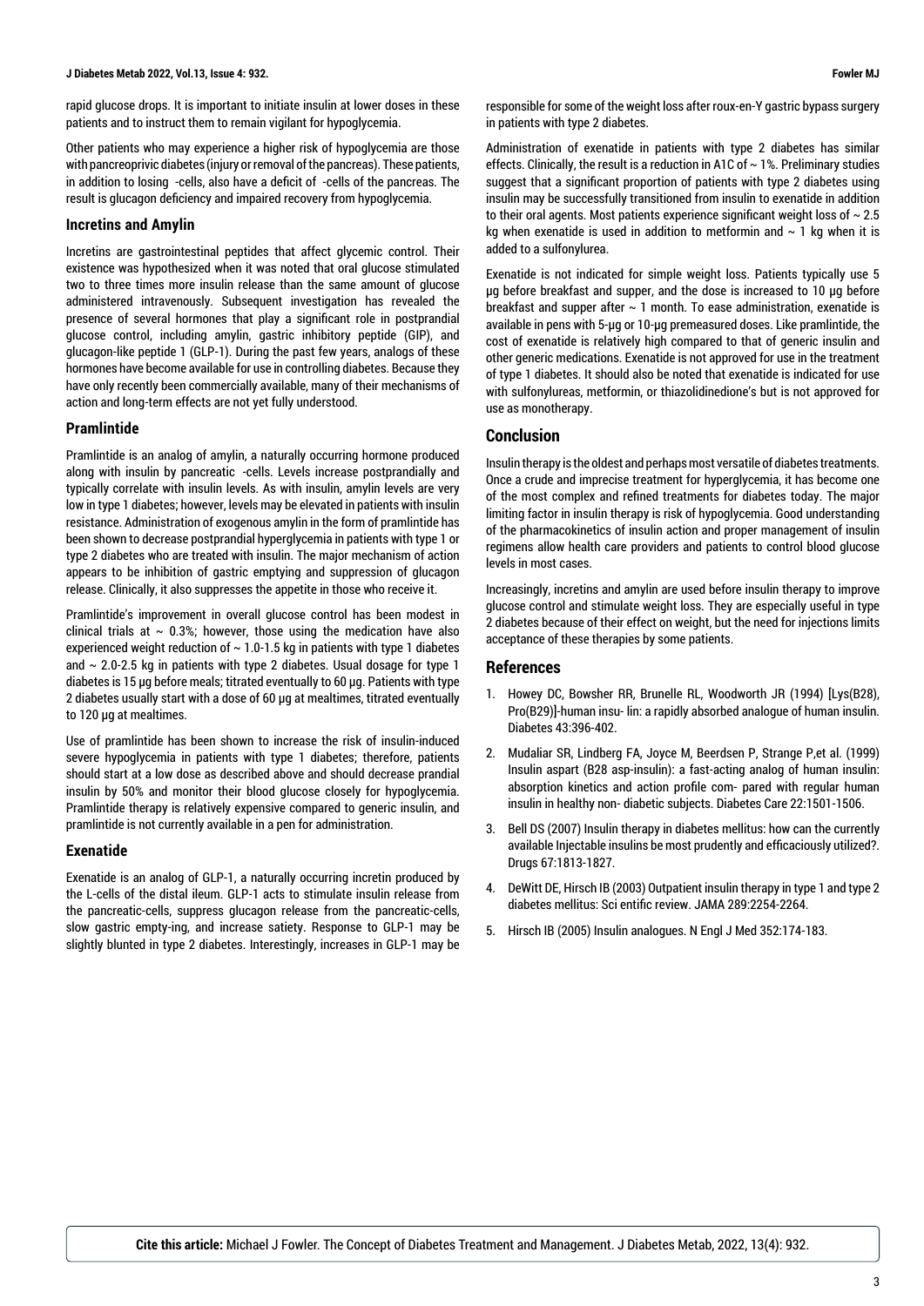rapid glucose drops. It is important to initiate insulin at lower doses in these patients and to instruct them to remain vigilant for hypoglycemia.

Other patients who may experience a higher risk of hypoglycemia are those with pancreoprivic diabetes (injury or removal of the pancreas). These patients, in addition to losing -cells, also have a deficit of -cells of the pancreas. The result is glucagon deficiency and impaired recovery from hypoglycemia.

## Incretins and Amylin

Incretins are gastrointestinal peptides that affect glycemic control. Their existence was hypothesized when it was noted that oral glucose stimulated two to three times more insulin release than the same amount of glucose administered intravenously. Subsequent investigation has revealed the presence of several hormones that play a significant role in postprandial glucose control, including amylin, gastric inhibitory peptide (GIP), and glucagon-like peptide 1 (GLP-1). During the past few years, analogs of these hormones have become available for use in controlling diabetes. Because they have only recently been commercially available, many of their mechanisms of action and long-term effects are not yet fully understood.

## Pramlintide

Pramlintide is an analog of amylin, a naturally occurring hormone produced along with insulin by pancreatic -cells. Levels increase postprandially and typically correlate with insulin levels. As with insulin, amylin levels are very low in type 1 diabetes; however, levels may be elevated in patients with insulin resistance. Administration of exogenous amylin in the form of pramlintide has been shown to decrease postprandial hyperglycemia in patients with type 1 or type 2 diabetes who are treated with insulin. The major mechanism of action appears to be inhibition of gastric emptying and suppression of glucagon release. Clinically, it also suppresses the appetite in those who receive it.

Pramlintide's improvement in overall glucose control has been modest in clinical trials at ~ 0.3%; however, those using the medication have also experienced weight reduction of ~ 1.0-1.5 kg in patients with type 1 diabetes and ~ 2.0-2.5 kg in patients with type 2 diabetes. Usual dosage for type 1 diabetes is 15 μg before meals; titrated eventually to 60 μg. Patients with type 2 diabetes usually start with a dose of 60 μg at mealtimes, titrated eventually to 120 μg at mealtimes.

Use of pramlintide has been shown to increase the risk of insulin-induced severe hypoglycemia in patients with type 1 diabetes; therefore, patients should start at a low dose as described above and should decrease prandial insulin by 50% and monitor their blood glucose closely for hypoglycemia. Pramlintide therapy is relatively expensive compared to generic insulin, and pramlintide is not currently available in a pen for administration.

## Exenatide

Exenatide is an analog of GLP-1, a naturally occurring incretin produced by the L-cells of the distal ileum. GLP-1 acts to stimulate insulin release from the pancreatic-cells, suppress glucagon release from the pancreatic-cells, slow gastric empty-ing, and increase satiety. Response to GLP-1 may be slightly blunted in type 2 diabetes. Interestingly, increases in GLP-1 may be responsible for some of the weight loss after roux-en-Y gastric bypass surgery in patients with type 2 diabetes.

Administration of exenatide in patients with type 2 diabetes has similar effects. Clinically, the result is a reduction in A1C of ~ 1%. Preliminary studies suggest that a significant proportion of patients with type 2 diabetes using insulin may be successfully transitioned from insulin to exenatide in addition to their oral agents. Most patients experience significant weight loss of ~ 2.5 kg when exenatide is used in addition to metformin and ~ 1 kg when it is added to a sulfonylurea.

Exenatide is not indicated for simple weight loss. Patients typically use 5 μg before breakfast and supper, and the dose is increased to 10 μg before breakfast and supper after ~ 1 month. To ease administration, exenatide is available in pens with 5-μg or 10-μg premeasured doses. Like pramlintide, the cost of exenatide is relatively high compared to that of generic insulin and other generic medications. Exenatide is not approved for use in the treatment of type 1 diabetes. It should also be noted that exenatide is indicated for use with sulfonylureas, metformin, or thiazolidinedione's but is not approved for use as monotherapy.

## Conclusion

Insulin therapy is the oldest and perhaps most versatile of diabetes treatments. Once a crude and imprecise treatment for hyperglycemia, it has become one of the most complex and refined treatments for diabetes today. The major limiting factor in insulin therapy is risk of hypoglycemia. Good understanding of the pharmacokinetics of insulin action and proper management of insulin regimens allow health care providers and patients to control blood glucose levels in most cases.

Increasingly, incretins and amylin are used before insulin therapy to improve glucose control and stimulate weight loss. They are especially useful in type 2 diabetes because of their effect on weight, but the need for injections limits acceptance of these therapies by some patients.

## References

1. Howey DC, Bowsher RR, Brunelle RL, Woodworth JR (1994) [Lys(B28), Pro(B29)]-human insu- lin: a rapidly absorbed analogue of human insulin. Diabetes 43:396-402.
2. Mudaliar SR, Lindberg FA, Joyce M, Beerdsen P, Strange P,et al. (1999) Insulin aspart (B28 asp-insulin): a fast-acting analog of human insulin: absorption kinetics and action profile com- pared with regular human insulin in healthy non- diabetic subjects. Diabetes Care 22:1501-1506.
3. Bell DS (2007) Insulin therapy in diabetes mellitus: how can the currently available Injectable insulins be most prudently and efficaciously utilized?. Drugs 67:1813-1827.
4. DeWitt DE, Hirsch IB (2003) Outpatient insulin therapy in type 1 and type 2 diabetes mellitus: Sci entific review. JAMA 289:2254-2264.
5. Hirsch IB (2005) Insulin analogues. N Engl J Med 352:174-183.

**Cite this article:** Michael J Fowler. The Concept of Diabetes Treatment and Management. J Diabetes Metab, 2022, 13(4): 932.